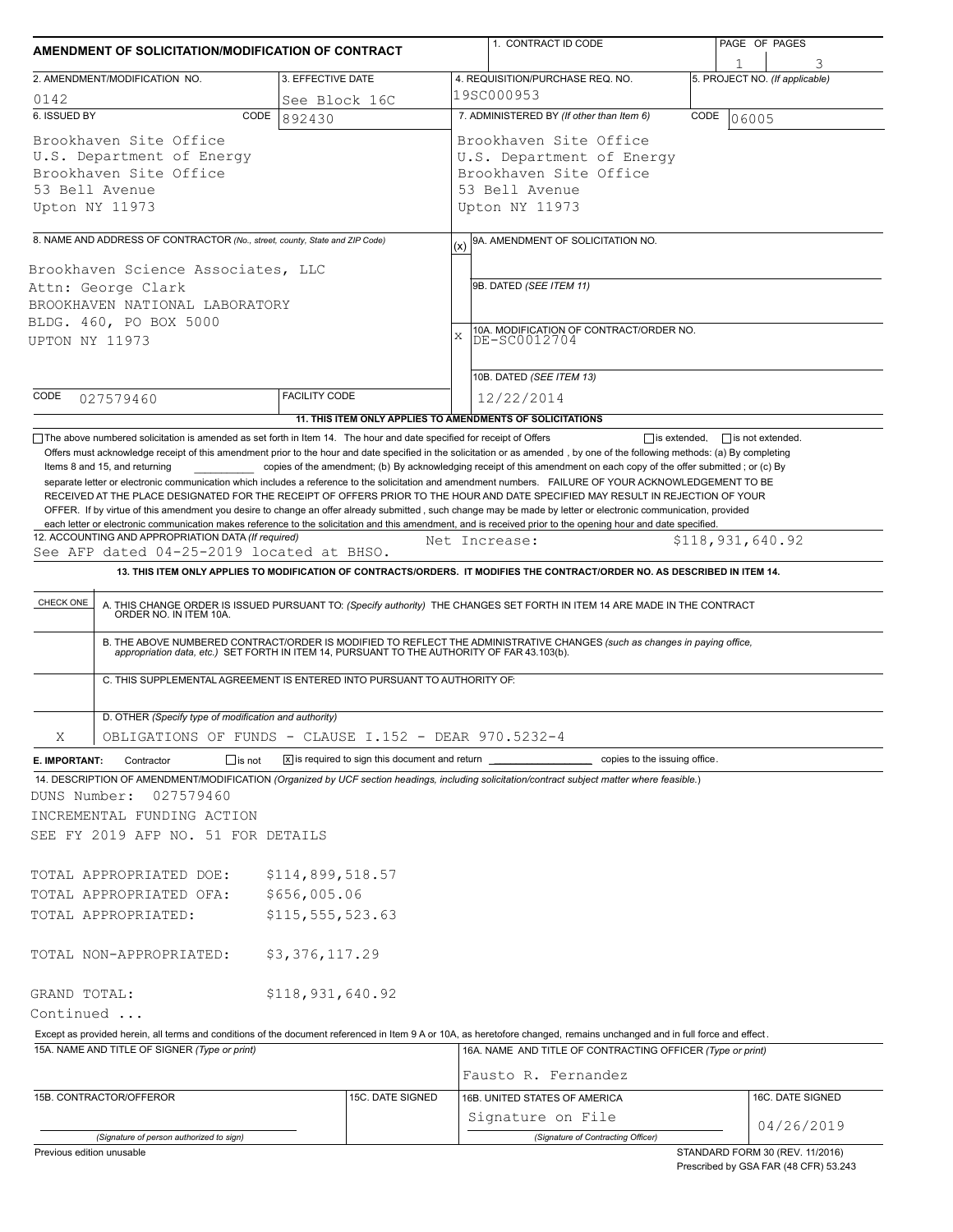# AMENDMENT OF SOLICITATION/MODIFICATION OF CONTRACT

| 1. CONTRACT ID CODE | PAGE OF PAGES |
|---|---|
| | 1 / 3 |

| 2. AMENDMENT/MODIFICATION NO. | 3. EFFECTIVE DATE | 4. REQUISITION/PURCHASE REQ. NO. | 5. PROJECT NO. (If applicable) |
|---|---|---|---|
| 0142 | See Block 16C | 19SC000953 | |

**6. ISSUED BY** CODE 892430

Brookhaven Site Office
U.S. Department of Energy
Brookhaven Site Office
53 Bell Avenue
Upton NY 11973

**7. ADMINISTERED BY** (If other than Item 6) CODE 06005

Brookhaven Site Office
U.S. Department of Energy
Brookhaven Site Office
53 Bell Avenue
Upton NY 11973

**8. NAME AND ADDRESS OF CONTRACTOR** (No., street, county, State and ZIP Code)

Brookhaven Science Associates, LLC
Attn: George Clark
BROOKHAVEN NATIONAL LABORATORY
BLDG. 460, PO BOX 5000
UPTON NY 11973

CODE 027579460 FACILITY CODE

(x) 9A. AMENDMENT OF SOLICITATION NO.

9B. DATED (SEE ITEM 11)

X 10A. MODIFICATION OF CONTRACT/ORDER NO. DE-SC0012704

10B. DATED (SEE ITEM 13) 12/22/2014

**11. THIS ITEM ONLY APPLIES TO AMENDMENTS OF SOLICITATIONS**

☐ The above numbered solicitation is amended as set forth in Item 14. The hour and date specified for receipt of Offers ☐ is extended, ☐ is not extended.

Offers must acknowledge receipt of this amendment prior to the hour and date specified in the solicitation or as amended , by one of the following methods: (a) By completing Items 8 and 15, and returning __________ copies of the amendment; (b) By acknowledging receipt of this amendment on each copy of the offer submitted ; or (c) By separate letter or electronic communication which includes a reference to the solicitation and amendment numbers. FAILURE OF YOUR ACKNOWLEDGEMENT TO BE RECEIVED AT THE PLACE DESIGNATED FOR THE RECEIPT OF OFFERS PRIOR TO THE HOUR AND DATE SPECIFIED MAY RESULT IN REJECTION OF YOUR OFFER. If by virtue of this amendment you desire to change an offer already submitted , such change may be made by letter or electronic communication, provided each letter or electronic communication makes reference to the solicitation and this amendment, and is received prior to the opening hour and date specified.

**12. ACCOUNTING AND APPROPRIATION DATA** (If required)
See AFP dated 04-25-2019 located at BHSO. Net Increase: $118,931,640.92

**13. THIS ITEM ONLY APPLIES TO MODIFICATION OF CONTRACTS/ORDERS. IT MODIFIES THE CONTRACT/ORDER NO. AS DESCRIBED IN ITEM 14.**

| CHECK ONE | |
|---|---|
| | A. THIS CHANGE ORDER IS ISSUED PURSUANT TO: (Specify authority) THE CHANGES SET FORTH IN ITEM 14 ARE MADE IN THE CONTRACT ORDER NO. IN ITEM 10A. |
| | B. THE ABOVE NUMBERED CONTRACT/ORDER IS MODIFIED TO REFLECT THE ADMINISTRATIVE CHANGES (such as changes in paying office, appropriation data, etc.) SET FORTH IN ITEM 14, PURSUANT TO THE AUTHORITY OF FAR 43.103(b). |
| | C. THIS SUPPLEMENTAL AGREEMENT IS ENTERED INTO PURSUANT TO AUTHORITY OF: |
| X | D. OTHER (Specify type of modification and authority) OBLIGATIONS OF FUNDS - CLAUSE I.152 - DEAR 970.5232-4 |

**E. IMPORTANT:** Contractor ☐ is not ☒ is required to sign this document and return __________ copies to the issuing office.

**14. DESCRIPTION OF AMENDMENT/MODIFICATION** (Organized by UCF section headings, including solicitation/contract subject matter where feasible.)

DUNS Number: 027579460
INCREMENTAL FUNDING ACTION
SEE FY 2019 AFP NO. 51 FOR DETAILS

| | |
|---|---|
| TOTAL APPROPRIATED DOE: | $114,899,518.57 |
| TOTAL APPROPRIATED OFA: | $656,005.06 |
| TOTAL APPROPRIATED: | $115,555,523.63 |
| TOTAL NON-APPROPRIATED: | $3,376,117.29 |
| GRAND TOTAL: | $118,931,640.92 |

Continued ...

Except as provided herein, all terms and conditions of the document referenced in Item 9 A or 10A, as heretofore changed, remains unchanged and in full force and effect.

| 15A. NAME AND TITLE OF SIGNER (Type or print) | | 16A. NAME AND TITLE OF CONTRACTING OFFICER (Type or print) | |
|---|---|---|---|
| | | Fausto R. Fernandez | |
| 15B. CONTRACTOR/OFFEROR | 15C. DATE SIGNED | 16B. UNITED STATES OF AMERICA | 16C. DATE SIGNED |
| (Signature of person authorized to sign) | | Signature on File (Signature of Contracting Officer) | 04/26/2019 |

Previous edition unusable

STANDARD FORM 30 (REV. 11/2016)
Prescribed by GSA FAR (48 CFR) 53.243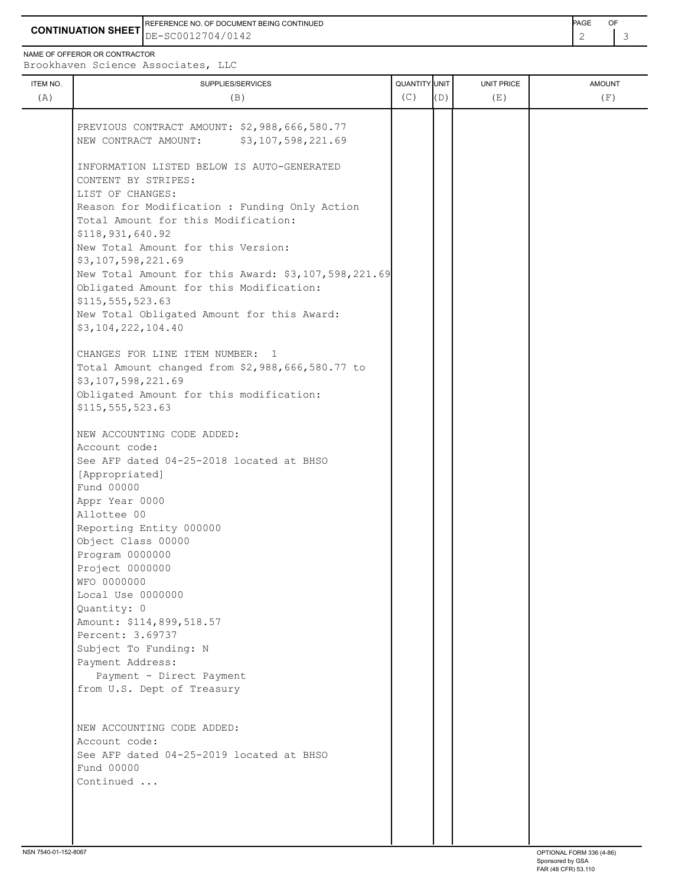**CONTINUATION SHEET**

REFERENCE NO. OF DOCUMENT BEING CONTINUED: DE-SC0012704/0142

NAME OF OFFEROR OR CONTRACTOR: Brookhaven Science Associates, LLC

| ITEM NO. (A) | SUPPLIES/SERVICES (B) | QUANTITY (C) | UNIT (D) | UNIT PRICE (E) | AMOUNT (F) |
|---|---|---|---|---|---|
| | PREVIOUS CONTRACT AMOUNT: $2,988,666,580.77<br>NEW CONTRACT AMOUNT: $3,107,598,221.69<br><br>INFORMATION LISTED BELOW IS AUTO-GENERATED CONTENT BY STRIPES:<br>LIST OF CHANGES:<br>Reason for Modification : Funding Only Action<br>Total Amount for this Modification: $118,931,640.92<br>New Total Amount for this Version: $3,107,598,221.69<br>New Total Amount for this Award: $3,107,598,221.69<br>Obligated Amount for this Modification: $115,555,523.63<br>New Total Obligated Amount for this Award: $3,104,222,104.40<br><br>CHANGES FOR LINE ITEM NUMBER: 1<br>Total Amount changed from $2,988,666,580.77 to $3,107,598,221.69<br>Obligated Amount for this modification: $115,555,523.63<br><br>NEW ACCOUNTING CODE ADDED:<br>Account code:<br>See AFP dated 04-25-2018 located at BHSO [Appropriated]<br>Fund 00000<br>Appr Year 0000<br>Allottee 00<br>Reporting Entity 000000<br>Object Class 00000<br>Program 0000000<br>Project 0000000<br>WFO 0000000<br>Local Use 0000000<br>Quantity: 0<br>Amount: $114,899,518.57<br>Percent: 3.69737<br>Subject To Funding: N<br>Payment Address:<br>Payment - Direct Payment from U.S. Dept of Treasury<br><br>NEW ACCOUNTING CODE ADDED:<br>Account code:<br>See AFP dated 04-25-2019 located at BHSO<br>Fund 00000<br>Continued ... | | | | |

NSN 7540-01-152-8067

OPTIONAL FORM 336 (4-86)
Sponsored by GSA
FAR (48 CFR) 53.110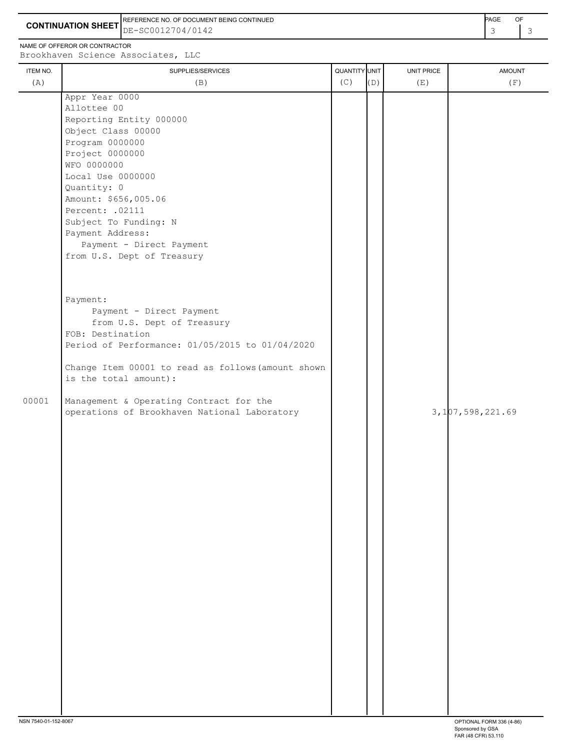**CONTINUATION SHEET**

REFERENCE NO. OF DOCUMENT BEING CONTINUED
DE-SC0012704/0142

NAME OF OFFEROR OR CONTRACTOR
Brookhaven Science Associates, LLC

| ITEM NO. (A) | SUPPLIES/SERVICES (B) | QUANTITY (C) | UNIT (D) | UNIT PRICE (E) | AMOUNT (F) |
|---|---|---|---|---|---|
| | Appr Year 0000<br>Allottee 00<br>Reporting Entity 000000<br>Object Class 00000<br>Program 0000000<br>Project 0000000<br>WFO 0000000<br>Local Use 0000000<br>Quantity: 0<br>Amount: $656,005.06<br>Percent: .02111<br>Subject To Funding: N<br>Payment Address:<br>Payment - Direct Payment<br>from U.S. Dept of Treasury | | | | |
| | Payment:<br>Payment - Direct Payment<br>from U.S. Dept of Treasury<br>FOB: Destination<br>Period of Performance: 01/05/2015 to 01/04/2020 | | | | |
| | Change Item 00001 to read as follows(amount shown is the total amount): | | | | |
| 00001 | Management & Operating Contract for the operations of Brookhaven National Laboratory | | | | 3,107,598,221.69 |

NSN 7540-01-152-8067

OPTIONAL FORM 336 (4-86)
Sponsored by GSA
FAR (48 CFR) 53.110